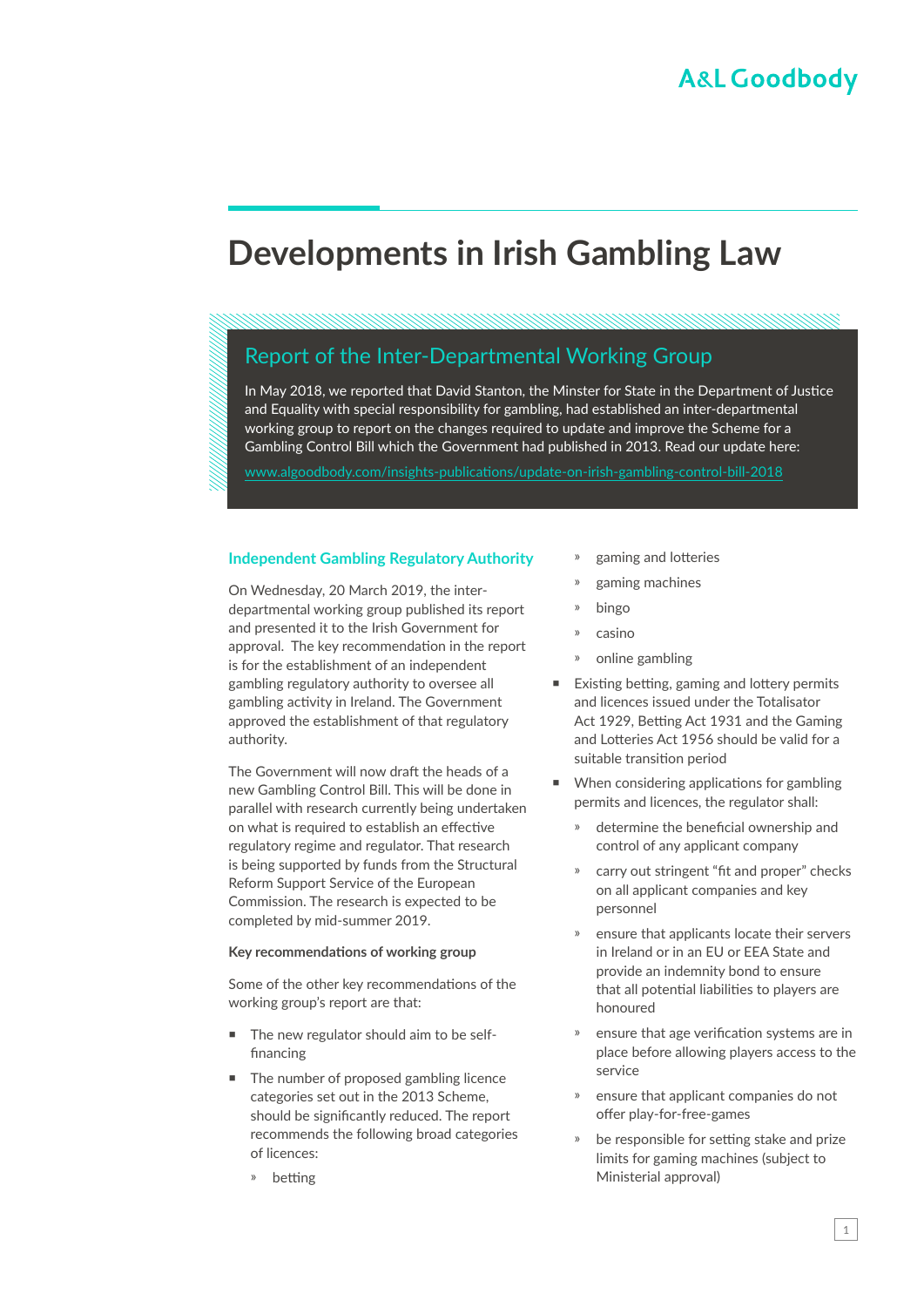A&L Goodbody

# Developments in Irish Gambling Law

## Report of the Inter-Departmental Working Group

In May 2018, we reported that David Stanton, the Minster for State in the Department of Justice and Equality with special responsibility for gambling, had established an inter-departmental working group to report on the changes required to update and improve the Scheme for a Gambling Control Bill which the Government had published in 2013. Read our update here:

www.algoodbody.com/insights-publications/update-on-irish-gambling-control-bill-2018

### Independent Gambling Regulatory Authority

On Wednesday, 20 March 2019, the inter-departmental working group published its report and presented it to the Irish Government for approval. The key recommendation in the report is for the establishment of an independent gambling regulatory authority to oversee all gambling activity in Ireland. The Government approved the establishment of that regulatory authority.

The Government will now draft the heads of a new Gambling Control Bill. This will be done in parallel with research currently being undertaken on what is required to establish an effective regulatory regime and regulator. That research is being supported by funds from the Structural Reform Support Service of the European Commission. The research is expected to be completed by mid-summer 2019.

**Key recommendations of working group**

Some of the other key recommendations of the working group's report are that:

- The new regulator should aim to be self-financing
- The number of proposed gambling licence categories set out in the 2013 Scheme, should be significantly reduced. The report recommends the following broad categories of licences:
  - betting
  - gaming and lotteries
  - gaming machines
  - bingo
  - casino
  - online gambling
- Existing betting, gaming and lottery permits and licences issued under the Totalisator Act 1929, Betting Act 1931 and the Gaming and Lotteries Act 1956 should be valid for a suitable transition period
- When considering applications for gambling permits and licences, the regulator shall:
  - determine the beneficial ownership and control of any applicant company
  - carry out stringent "fit and proper" checks on all applicant companies and key personnel
  - ensure that applicants locate their servers in Ireland or in an EU or EEA State and provide an indemnity bond to ensure that all potential liabilities to players are honoured
  - ensure that age verification systems are in place before allowing players access to the service
  - ensure that applicant companies do not offer play-for-free-games
  - be responsible for setting stake and prize limits for gaming machines (subject to Ministerial approval)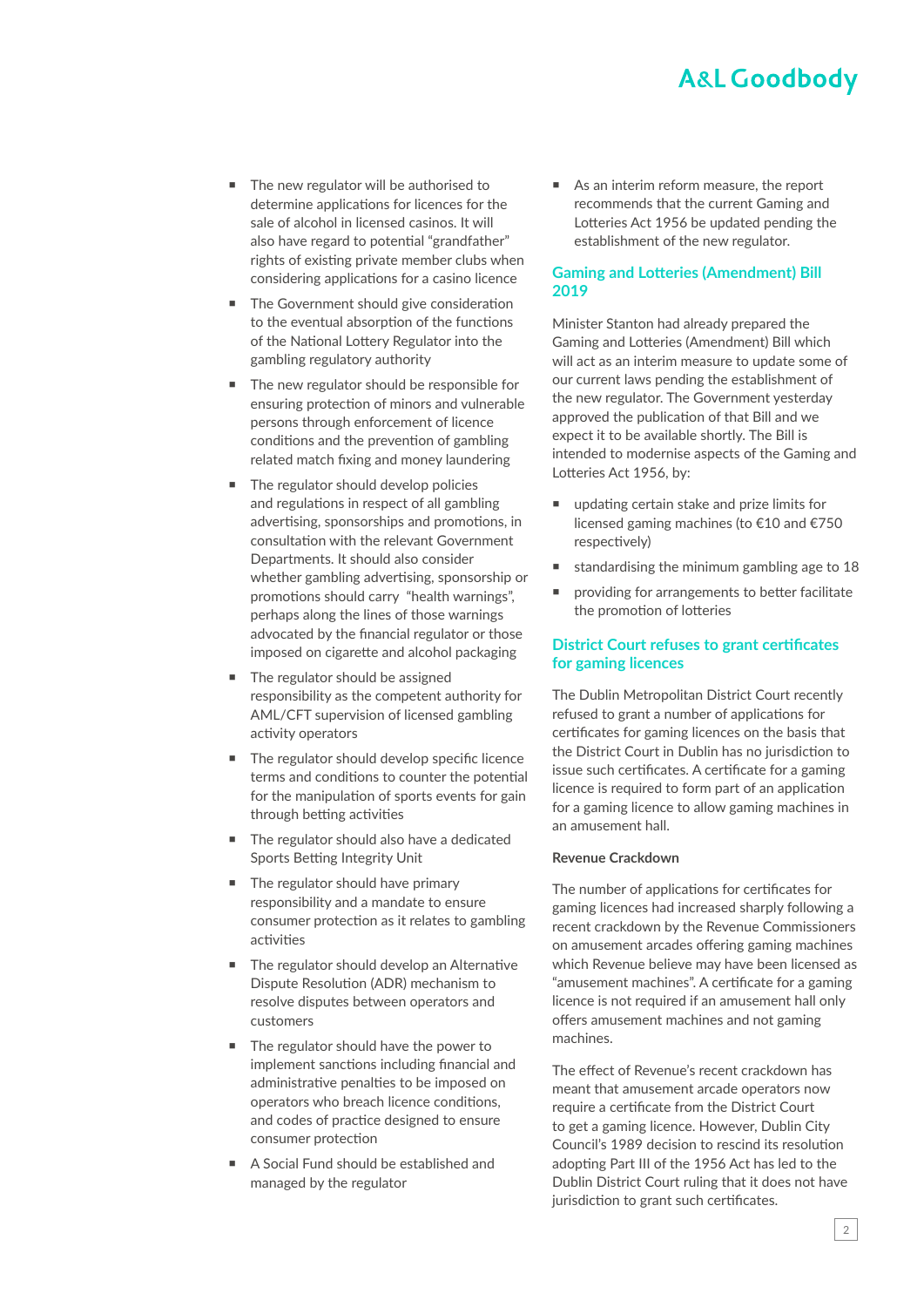- The new regulator will be authorised to determine applications for licences for the sale of alcohol in licensed casinos. It will also have regard to potential "grandfather" rights of existing private member clubs when considering applications for a casino licence
- The Government should give consideration to the eventual absorption of the functions of the National Lottery Regulator into the gambling regulatory authority
- The new regulator should be responsible for ensuring protection of minors and vulnerable persons through enforcement of licence conditions and the prevention of gambling related match fixing and money laundering
- The regulator should develop policies and regulations in respect of all gambling advertising, sponsorships and promotions, in consultation with the relevant Government Departments. It should also consider whether gambling advertising, sponsorship or promotions should carry "health warnings", perhaps along the lines of those warnings advocated by the financial regulator or those imposed on cigarette and alcohol packaging
- The regulator should be assigned responsibility as the competent authority for AML/CFT supervision of licensed gambling activity operators
- The regulator should develop specific licence terms and conditions to counter the potential for the manipulation of sports events for gain through betting activities
- The regulator should also have a dedicated Sports Betting Integrity Unit
- The regulator should have primary responsibility and a mandate to ensure consumer protection as it relates to gambling activities
- The regulator should develop an Alternative Dispute Resolution (ADR) mechanism to resolve disputes between operators and customers
- The regulator should have the power to implement sanctions including financial and administrative penalties to be imposed on operators who breach licence conditions, and codes of practice designed to ensure consumer protection
- A Social Fund should be established and managed by the regulator
- As an interim reform measure, the report recommends that the current Gaming and Lotteries Act 1956 be updated pending the establishment of the new regulator.

## Gaming and Lotteries (Amendment) Bill 2019

Minister Stanton had already prepared the Gaming and Lotteries (Amendment) Bill which will act as an interim measure to update some of our current laws pending the establishment of the new regulator. The Government yesterday approved the publication of that Bill and we expect it to be available shortly. The Bill is intended to modernise aspects of the Gaming and Lotteries Act 1956, by:

- updating certain stake and prize limits for licensed gaming machines (to €10 and €750 respectively)
- standardising the minimum gambling age to 18
- providing for arrangements to better facilitate the promotion of lotteries

## District Court refuses to grant certificates for gaming licences

The Dublin Metropolitan District Court recently refused to grant a number of applications for certificates for gaming licences on the basis that the District Court in Dublin has no jurisdiction to issue such certificates. A certificate for a gaming licence is required to form part of an application for a gaming licence to allow gaming machines in an amusement hall.

### Revenue Crackdown

The number of applications for certificates for gaming licences had increased sharply following a recent crackdown by the Revenue Commissioners on amusement arcades offering gaming machines which Revenue believe may have been licensed as "amusement machines". A certificate for a gaming licence is not required if an amusement hall only offers amusement machines and not gaming machines.

The effect of Revenue's recent crackdown has meant that amusement arcade operators now require a certificate from the District Court to get a gaming licence. However, Dublin City Council's 1989 decision to rescind its resolution adopting Part III of the 1956 Act has led to the Dublin District Court ruling that it does not have jurisdiction to grant such certificates.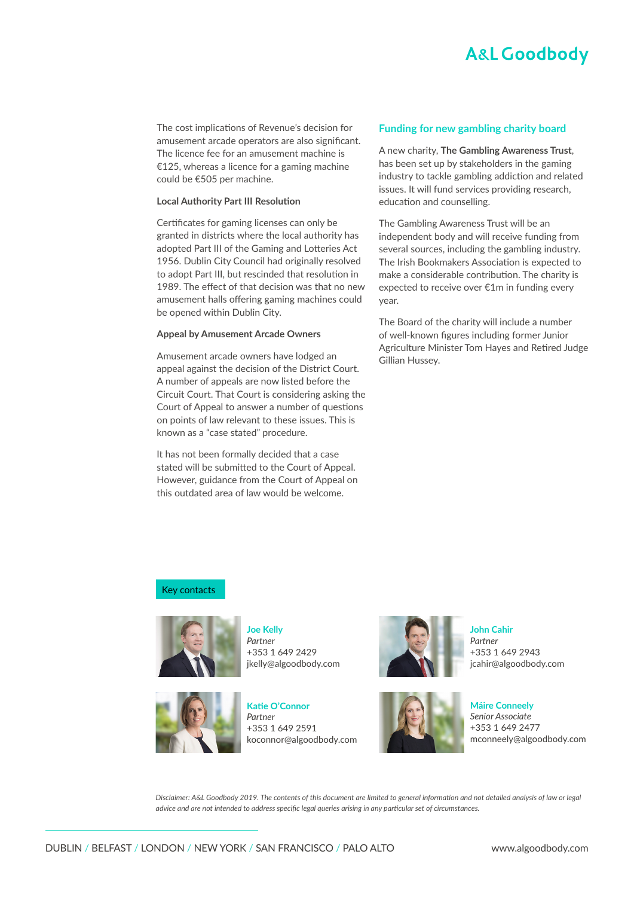The cost implications of Revenue's decision for amusement arcade operators are also significant. The licence fee for an amusement machine is €125, whereas a licence for a gaming machine could be €505 per machine.

### Local Authority Part III Resolution

Certificates for gaming licenses can only be granted in districts where the local authority has adopted Part III of the Gaming and Lotteries Act 1956. Dublin City Council had originally resolved to adopt Part III, but rescinded that resolution in 1989. The effect of that decision was that no new amusement halls offering gaming machines could be opened within Dublin City.

### Appeal by Amusement Arcade Owners

Amusement arcade owners have lodged an appeal against the decision of the District Court. A number of appeals are now listed before the Circuit Court. That Court is considering asking the Court of Appeal to answer a number of questions on points of law relevant to these issues. This is known as a "case stated" procedure.

It has not been formally decided that a case stated will be submitted to the Court of Appeal. However, guidance from the Court of Appeal on this outdated area of law would be welcome.

## Funding for new gambling charity board

A new charity, **The Gambling Awareness Trust**, has been set up by stakeholders in the gaming industry to tackle gambling addiction and related issues. It will fund services providing research, education and counselling.

The Gambling Awareness Trust will be an independent body and will receive funding from several sources, including the gambling industry. The Irish Bookmakers Association is expected to make a considerable contribution. The charity is expected to receive over €1m in funding every year.

The Board of the charity will include a number of well-known figures including former Junior Agriculture Minister Tom Hayes and Retired Judge Gillian Hussey.

### Key contacts

**Joe Kelly**
*Partner*
+353 1 649 2429
jkelly@algoodbody.com

**John Cahir**
*Partner*
+353 1 649 2943
jcahir@algoodbody.com

**Katie O'Connor**
*Partner*
+353 1 649 2591
koconnor@algoodbody.com

**Máire Conneely**
*Senior Associate*
+353 1 649 2477
mconneely@algoodbody.com

*Disclaimer: A&L Goodbody 2019. The contents of this document are limited to general information and not detailed analysis of law or legal advice and are not intended to address specific legal queries arising in any particular set of circumstances.*